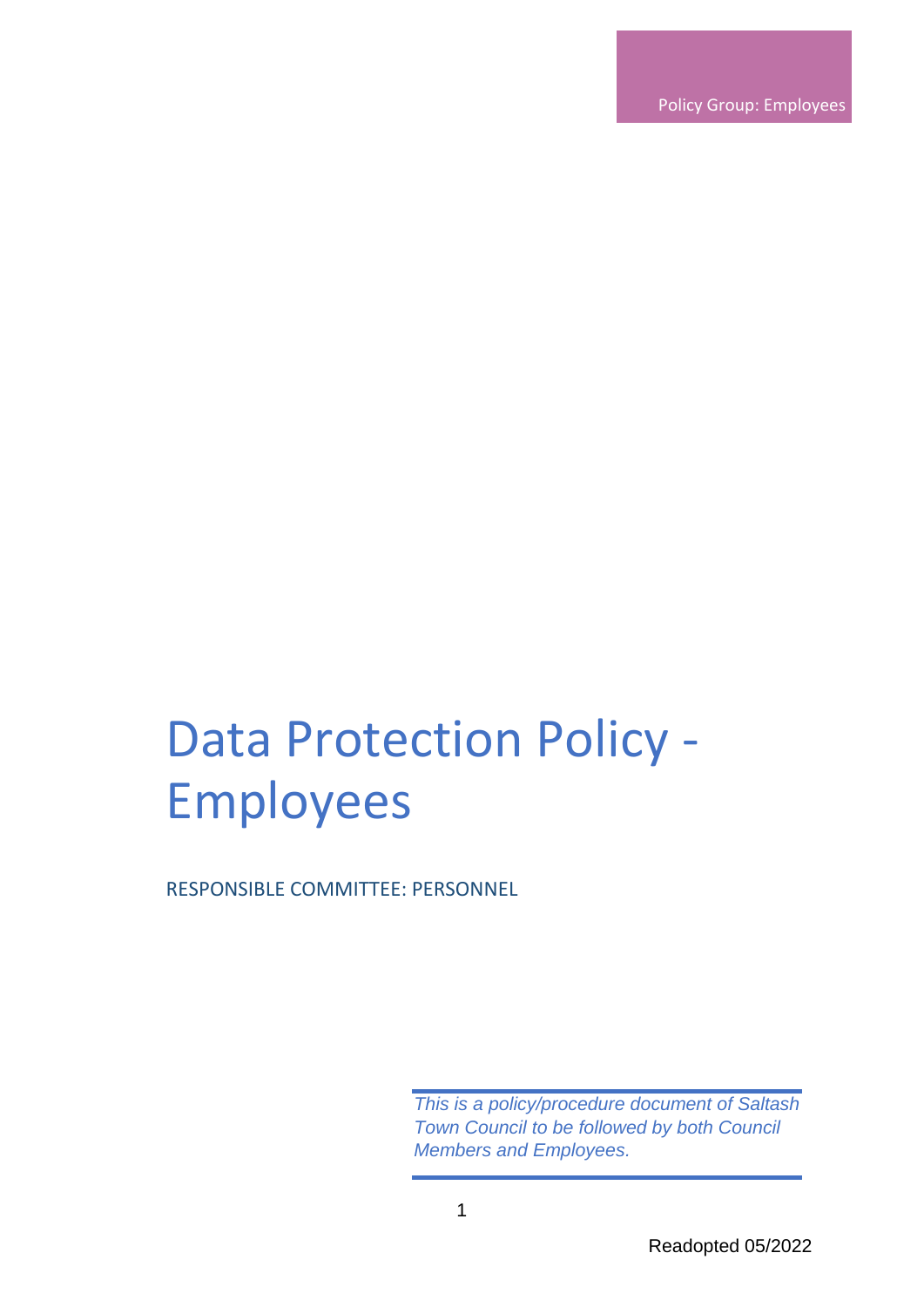Policy Group: Employees

# Data Protection Policy - Employees

RESPONSIBLE COMMITTEE: PERSONNEL

*This is a policy/procedure document of Saltash Town Council to be followed by both Council Members and Employees.*

Readopted 05/2022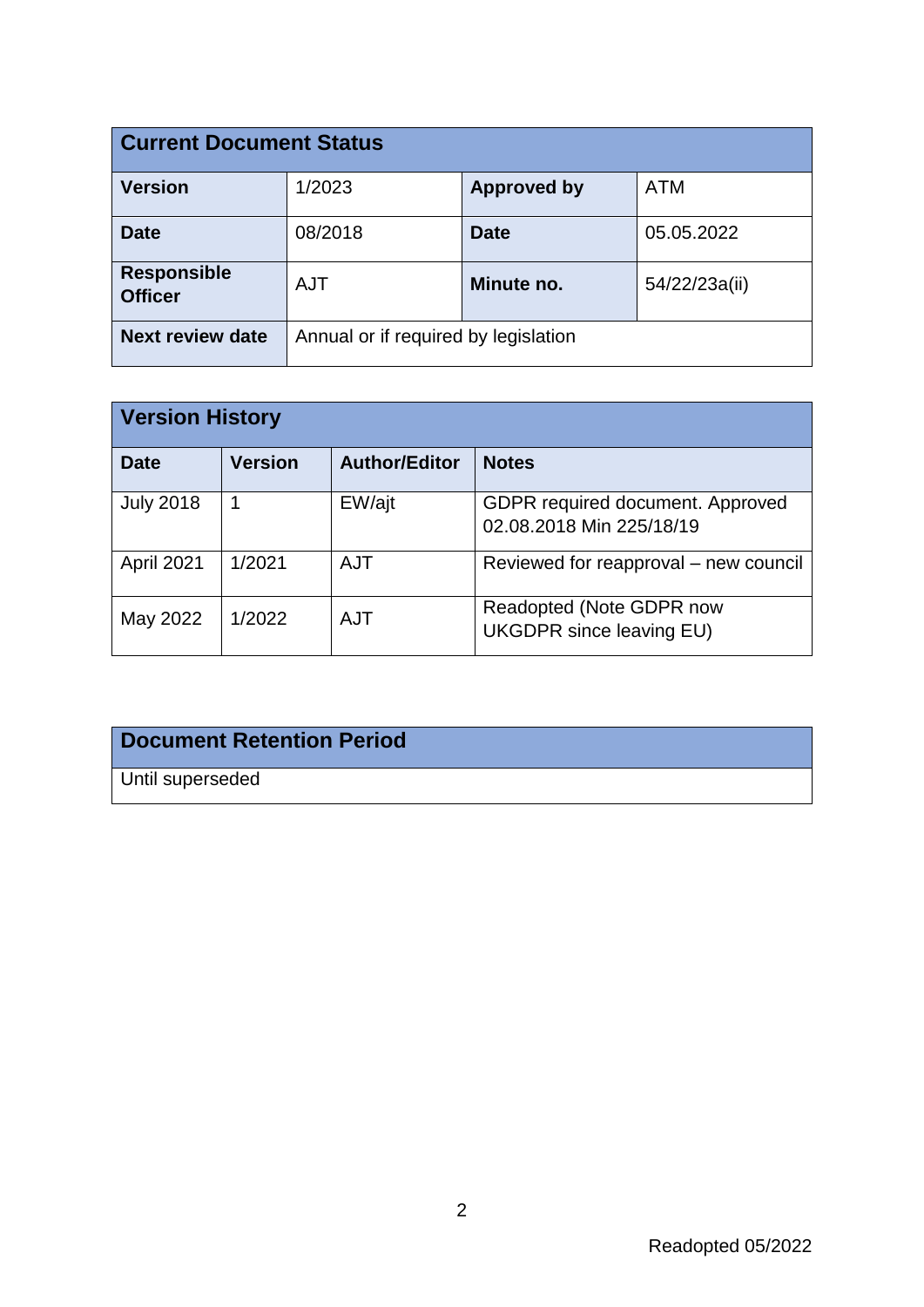| Current Document Status | | | |
|---|---|---|---|
| **Version** | 1/2023 | **Approved by** | ATM |
| **Date** | 08/2018 | **Date** | 05.05.2022 |
| **Responsible Officer** | AJT | **Minute no.** | 54/22/23a(ii) |
| **Next review date** | Annual or if required by legislation | | |

| Version History | | | |
|---|---|---|---|
| **Date** | **Version** | **Author/Editor** | **Notes** |
| July 2018 | 1 | EW/ajt | GDPR required document. Approved 02.08.2018 Min 225/18/19 |
| April 2021 | 1/2021 | AJT | Reviewed for reapproval – new council |
| May 2022 | 1/2022 | AJT | Readopted (Note GDPR now UKGDPR since leaving EU) |

| Document Retention Period |
|---|
| Until superseded |

Readopted 05/2022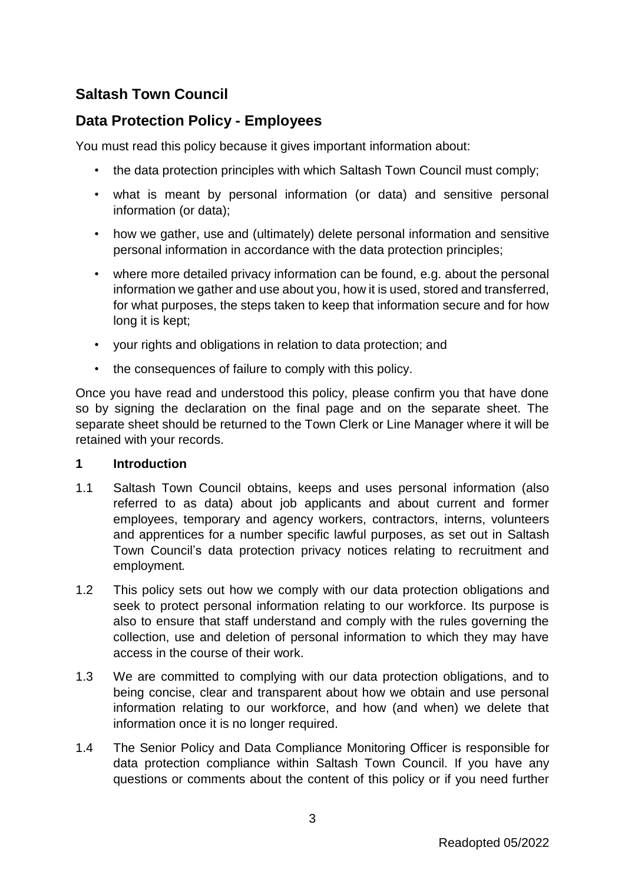## Saltash Town Council

## Data Protection Policy - Employees

You must read this policy because it gives important information about:

- the data protection principles with which Saltash Town Council must comply;
- what is meant by personal information (or data) and sensitive personal information (or data);
- how we gather, use and (ultimately) delete personal information and sensitive personal information in accordance with the data protection principles;
- where more detailed privacy information can be found, e.g. about the personal information we gather and use about you, how it is used, stored and transferred, for what purposes, the steps taken to keep that information secure and for how long it is kept;
- your rights and obligations in relation to data protection; and
- the consequences of failure to comply with this policy.

Once you have read and understood this policy, please confirm you that have done so by signing the declaration on the final page and on the separate sheet. The separate sheet should be returned to the Town Clerk or Line Manager where it will be retained with your records.

**1 Introduction**

1.1 Saltash Town Council obtains, keeps and uses personal information (also referred to as data) about job applicants and about current and former employees, temporary and agency workers, contractors, interns, volunteers and apprentices for a number specific lawful purposes, as set out in Saltash Town Council's data protection privacy notices relating to recruitment and employment.

1.2 This policy sets out how we comply with our data protection obligations and seek to protect personal information relating to our workforce. Its purpose is also to ensure that staff understand and comply with the rules governing the collection, use and deletion of personal information to which they may have access in the course of their work.

1.3 We are committed to complying with our data protection obligations, and to being concise, clear and transparent about how we obtain and use personal information relating to our workforce, and how (and when) we delete that information once it is no longer required.

1.4 The Senior Policy and Data Compliance Monitoring Officer is responsible for data protection compliance within Saltash Town Council. If you have any questions or comments about the content of this policy or if you need further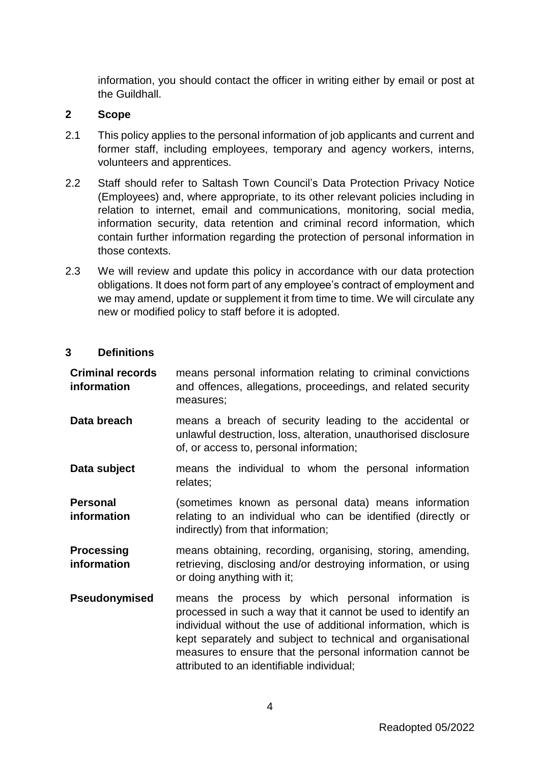information, you should contact the officer in writing either by email or post at the Guildhall.

## 2 Scope

2.1 This policy applies to the personal information of job applicants and current and former staff, including employees, temporary and agency workers, interns, volunteers and apprentices.

2.2 Staff should refer to Saltash Town Council's Data Protection Privacy Notice (Employees) and, where appropriate, to its other relevant policies including in relation to internet, email and communications, monitoring, social media, information security, data retention and criminal record information, which contain further information regarding the protection of personal information in those contexts.

2.3 We will review and update this policy in accordance with our data protection obligations. It does not form part of any employee's contract of employment and we may amend, update or supplement it from time to time. We will circulate any new or modified policy to staff before it is adopted.

## 3 Definitions

**Criminal records information** means personal information relating to criminal convictions and offences, allegations, proceedings, and related security measures;

**Data breach** means a breach of security leading to the accidental or unlawful destruction, loss, alteration, unauthorised disclosure of, or access to, personal information;

**Data subject** means the individual to whom the personal information relates;

**Personal information** (sometimes known as personal data) means information relating to an individual who can be identified (directly or indirectly) from that information;

**Processing information** means obtaining, recording, organising, storing, amending, retrieving, disclosing and/or destroying information, or using or doing anything with it;

**Pseudonymised** means the process by which personal information is processed in such a way that it cannot be used to identify an individual without the use of additional information, which is kept separately and subject to technical and organisational measures to ensure that the personal information cannot be attributed to an identifiable individual;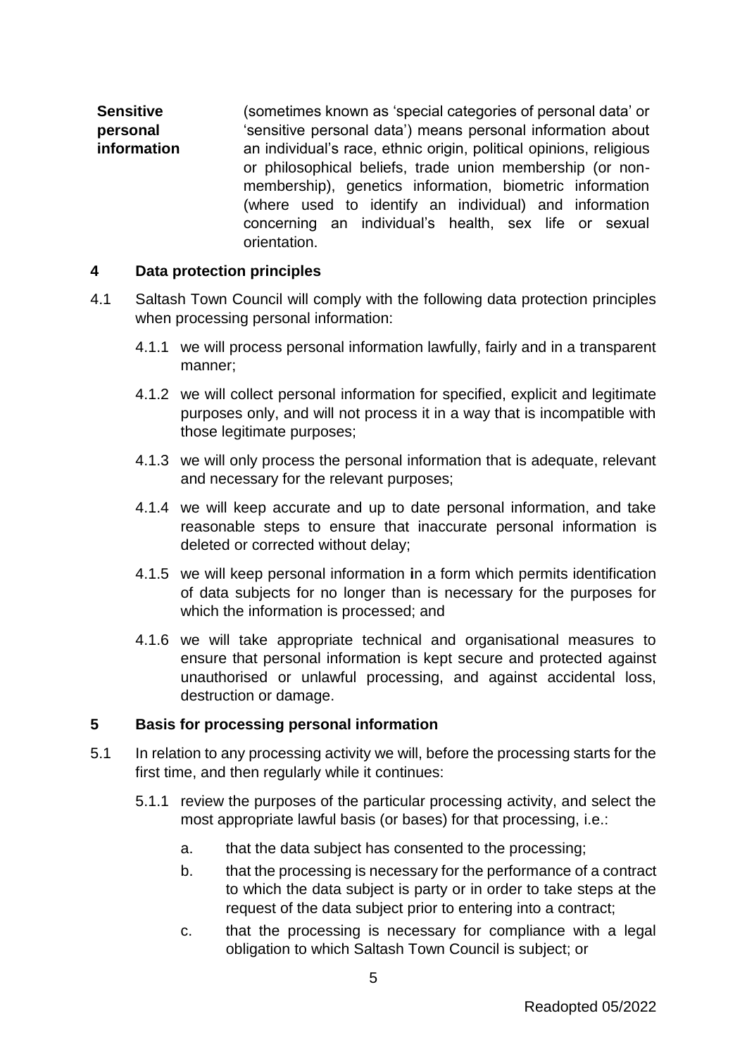| | |
|---|---|
| **Sensitive personal information** | (sometimes known as 'special categories of personal data' or 'sensitive personal data') means personal information about an individual's race, ethnic origin, political opinions, religious or philosophical beliefs, trade union membership (or non-membership), genetics information, biometric information (where used to identify an individual) and information concerning an individual's health, sex life or sexual orientation. |

## 4 Data protection principles

4.1 Saltash Town Council will comply with the following data protection principles when processing personal information:

4.1.1 we will process personal information lawfully, fairly and in a transparent manner;

4.1.2 we will collect personal information for specified, explicit and legitimate purposes only, and will not process it in a way that is incompatible with those legitimate purposes;

4.1.3 we will only process the personal information that is adequate, relevant and necessary for the relevant purposes;

4.1.4 we will keep accurate and up to date personal information, and take reasonable steps to ensure that inaccurate personal information is deleted or corrected without delay;

4.1.5 we will keep personal information in a form which permits identification of data subjects for no longer than is necessary for the purposes for which the information is processed; and

4.1.6 we will take appropriate technical and organisational measures to ensure that personal information is kept secure and protected against unauthorised or unlawful processing, and against accidental loss, destruction or damage.

## 5 Basis for processing personal information

5.1 In relation to any processing activity we will, before the processing starts for the first time, and then regularly while it continues:

5.1.1 review the purposes of the particular processing activity, and select the most appropriate lawful basis (or bases) for that processing, i.e.:

a. that the data subject has consented to the processing;

b. that the processing is necessary for the performance of a contract to which the data subject is party or in order to take steps at the request of the data subject prior to entering into a contract;

c. that the processing is necessary for compliance with a legal obligation to which Saltash Town Council is subject; or

Readopted 05/2022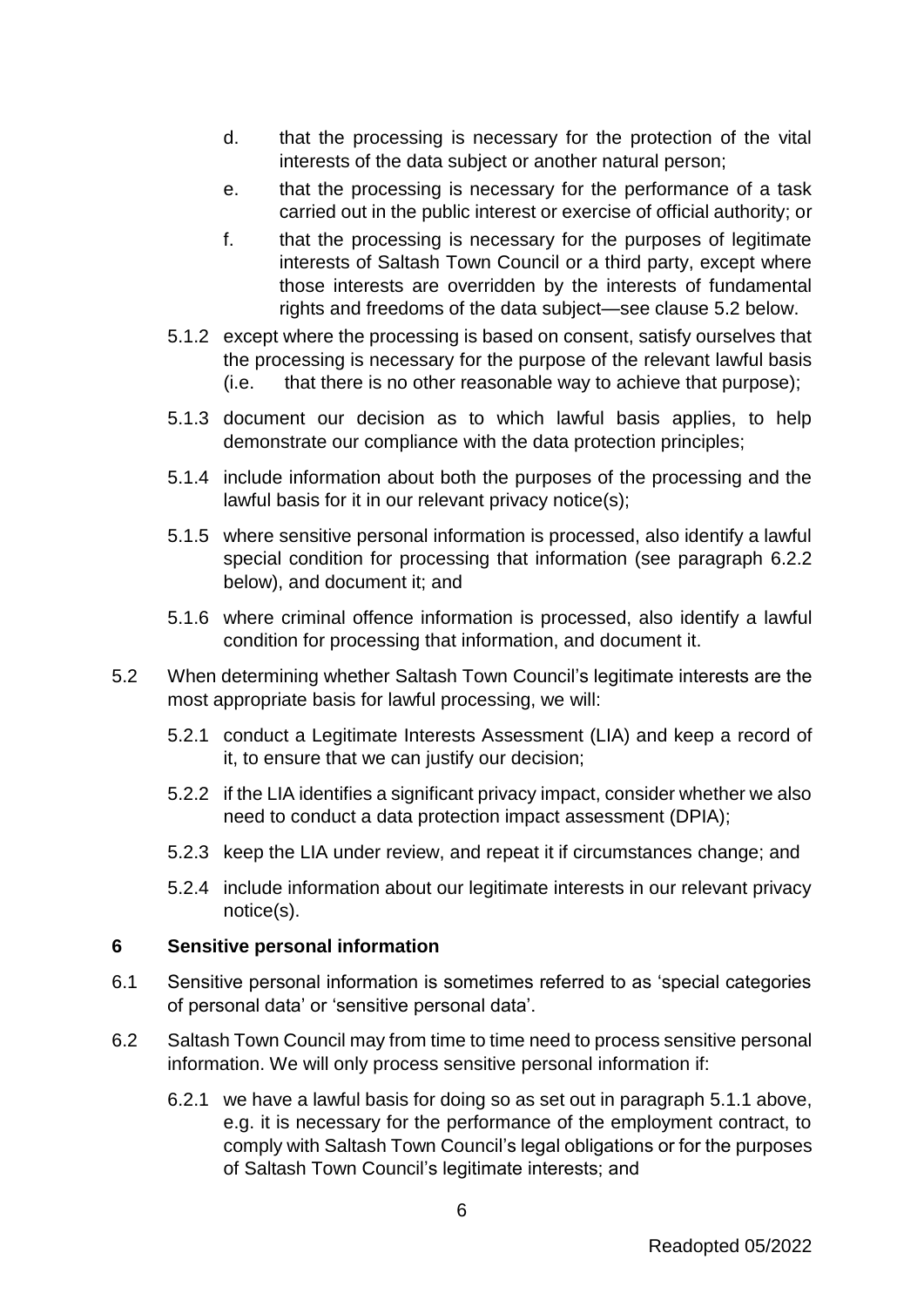d. that the processing is necessary for the protection of the vital interests of the data subject or another natural person;

e. that the processing is necessary for the performance of a task carried out in the public interest or exercise of official authority; or

f. that the processing is necessary for the purposes of legitimate interests of Saltash Town Council or a third party, except where those interests are overridden by the interests of fundamental rights and freedoms of the data subject—see clause 5.2 below.

5.1.2 except where the processing is based on consent, satisfy ourselves that the processing is necessary for the purpose of the relevant lawful basis (i.e. that there is no other reasonable way to achieve that purpose);

5.1.3 document our decision as to which lawful basis applies, to help demonstrate our compliance with the data protection principles;

5.1.4 include information about both the purposes of the processing and the lawful basis for it in our relevant privacy notice(s);

5.1.5 where sensitive personal information is processed, also identify a lawful special condition for processing that information (see paragraph 6.2.2 below), and document it; and

5.1.6 where criminal offence information is processed, also identify a lawful condition for processing that information, and document it.

5.2 When determining whether Saltash Town Council's legitimate interests are the most appropriate basis for lawful processing, we will:

5.2.1 conduct a Legitimate Interests Assessment (LIA) and keep a record of it, to ensure that we can justify our decision;

5.2.2 if the LIA identifies a significant privacy impact, consider whether we also need to conduct a data protection impact assessment (DPIA);

5.2.3 keep the LIA under review, and repeat it if circumstances change; and

5.2.4 include information about our legitimate interests in our relevant privacy notice(s).

## 6 Sensitive personal information

6.1 Sensitive personal information is sometimes referred to as 'special categories of personal data' or 'sensitive personal data'.

6.2 Saltash Town Council may from time to time need to process sensitive personal information. We will only process sensitive personal information if:

6.2.1 we have a lawful basis for doing so as set out in paragraph 5.1.1 above, e.g. it is necessary for the performance of the employment contract, to comply with Saltash Town Council's legal obligations or for the purposes of Saltash Town Council's legitimate interests; and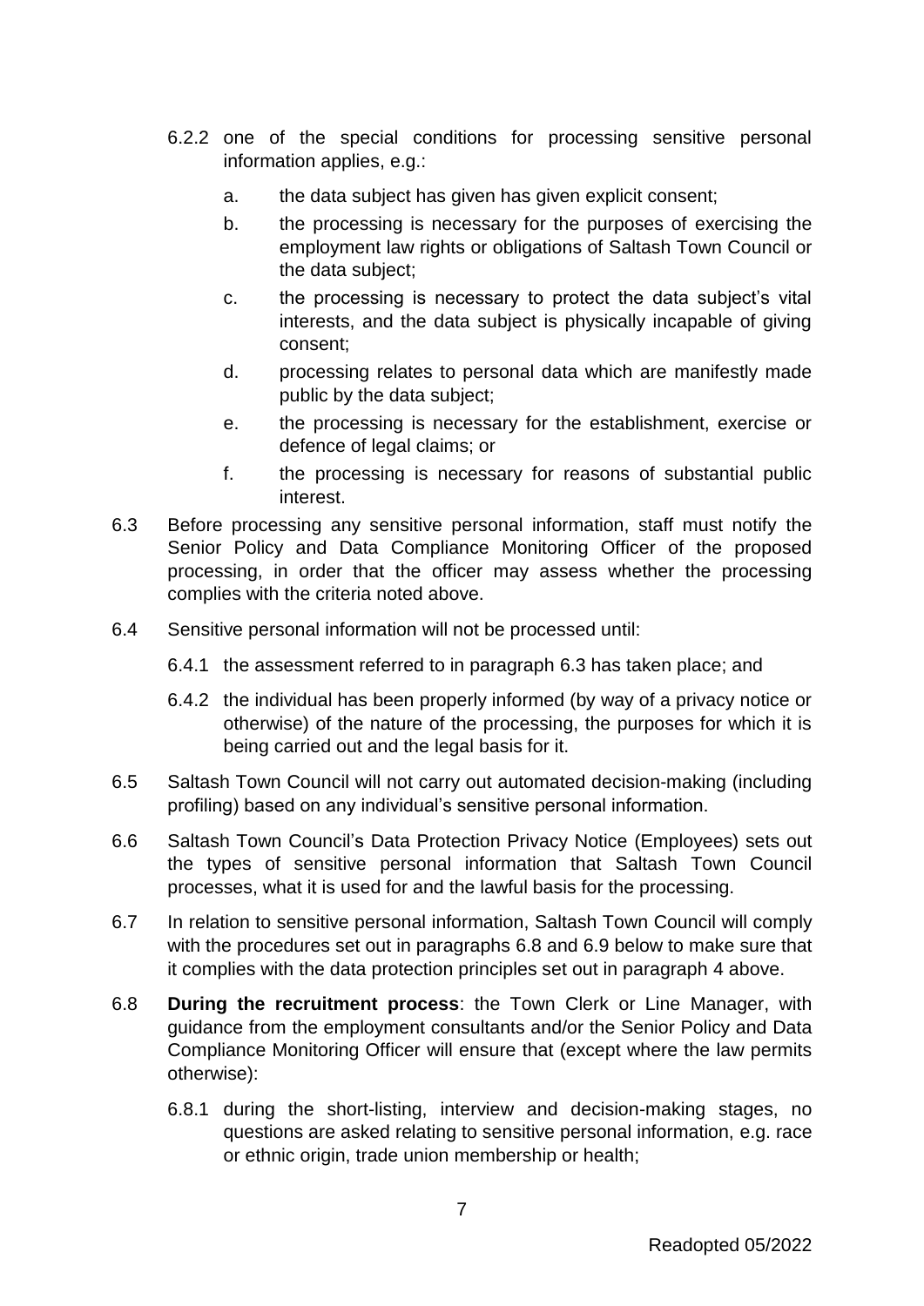6.2.2 one of the special conditions for processing sensitive personal information applies, e.g.:

  a. the data subject has given has given explicit consent;

  b. the processing is necessary for the purposes of exercising the employment law rights or obligations of Saltash Town Council or the data subject;

  c. the processing is necessary to protect the data subject's vital interests, and the data subject is physically incapable of giving consent;

  d. processing relates to personal data which are manifestly made public by the data subject;

  e. the processing is necessary for the establishment, exercise or defence of legal claims; or

  f. the processing is necessary for reasons of substantial public interest.

6.3 Before processing any sensitive personal information, staff must notify the Senior Policy and Data Compliance Monitoring Officer of the proposed processing, in order that the officer may assess whether the processing complies with the criteria noted above.

6.4 Sensitive personal information will not be processed until:

  6.4.1 the assessment referred to in paragraph 6.3 has taken place; and

  6.4.2 the individual has been properly informed (by way of a privacy notice or otherwise) of the nature of the processing, the purposes for which it is being carried out and the legal basis for it.

6.5 Saltash Town Council will not carry out automated decision-making (including profiling) based on any individual's sensitive personal information.

6.6 Saltash Town Council's Data Protection Privacy Notice (Employees) sets out the types of sensitive personal information that Saltash Town Council processes, what it is used for and the lawful basis for the processing.

6.7 In relation to sensitive personal information, Saltash Town Council will comply with the procedures set out in paragraphs 6.8 and 6.9 below to make sure that it complies with the data protection principles set out in paragraph 4 above.

6.8 **During the recruitment process**: the Town Clerk or Line Manager, with guidance from the employment consultants and/or the Senior Policy and Data Compliance Monitoring Officer will ensure that (except where the law permits otherwise):

  6.8.1 during the short-listing, interview and decision-making stages, no questions are asked relating to sensitive personal information, e.g. race or ethnic origin, trade union membership or health;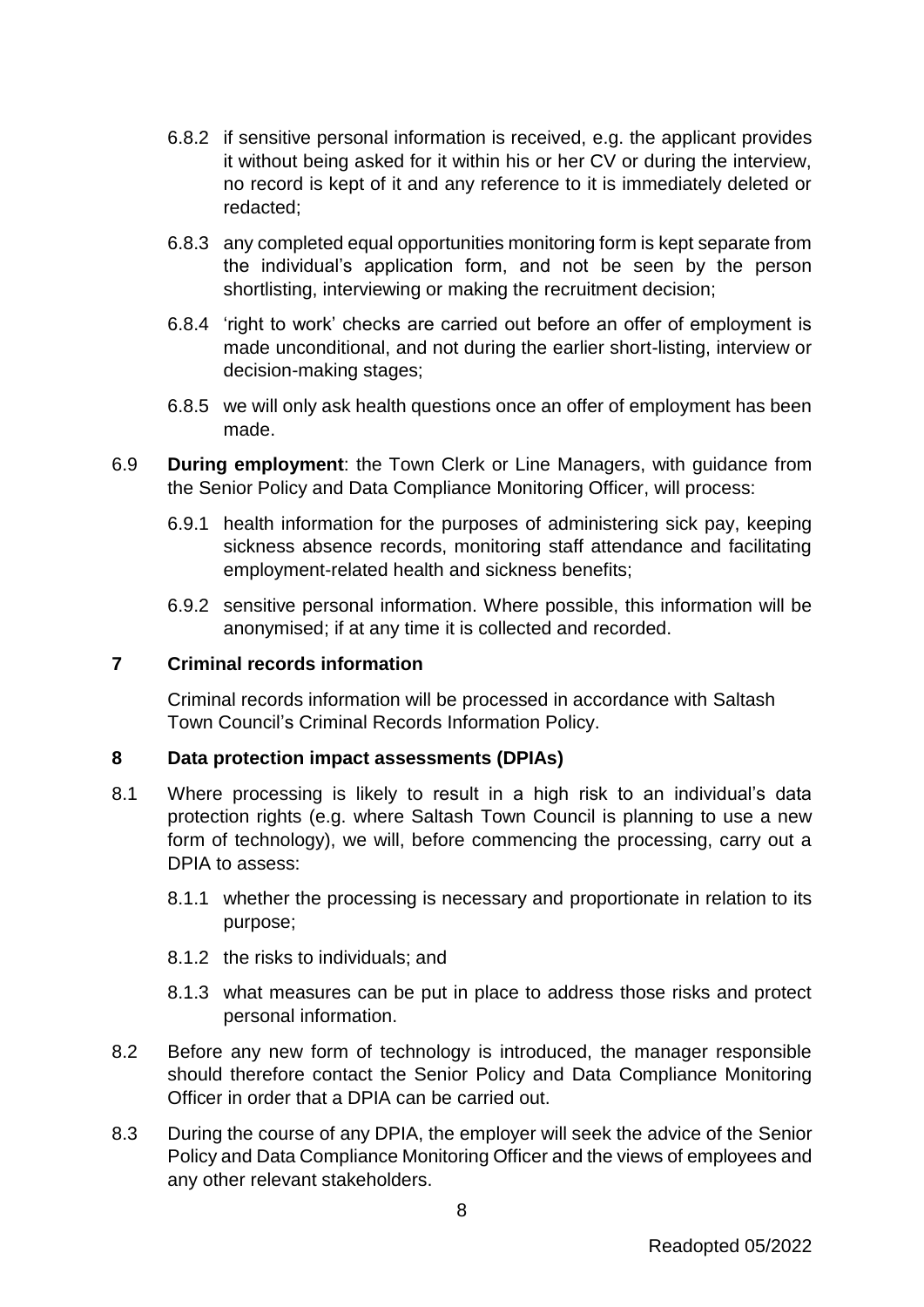6.8.2 if sensitive personal information is received, e.g. the applicant provides it without being asked for it within his or her CV or during the interview, no record is kept of it and any reference to it is immediately deleted or redacted;

6.8.3 any completed equal opportunities monitoring form is kept separate from the individual's application form, and not be seen by the person shortlisting, interviewing or making the recruitment decision;

6.8.4 'right to work' checks are carried out before an offer of employment is made unconditional, and not during the earlier short-listing, interview or decision-making stages;

6.8.5 we will only ask health questions once an offer of employment has been made.

6.9 **During employment**: the Town Clerk or Line Managers, with guidance from the Senior Policy and Data Compliance Monitoring Officer, will process:

6.9.1 health information for the purposes of administering sick pay, keeping sickness absence records, monitoring staff attendance and facilitating employment-related health and sickness benefits;

6.9.2 sensitive personal information. Where possible, this information will be anonymised; if at any time it is collected and recorded.

## 7 Criminal records information

Criminal records information will be processed in accordance with Saltash Town Council's Criminal Records Information Policy.

## 8 Data protection impact assessments (DPIAs)

8.1 Where processing is likely to result in a high risk to an individual's data protection rights (e.g. where Saltash Town Council is planning to use a new form of technology), we will, before commencing the processing, carry out a DPIA to assess:

8.1.1 whether the processing is necessary and proportionate in relation to its purpose;

8.1.2 the risks to individuals; and

8.1.3 what measures can be put in place to address those risks and protect personal information.

8.2 Before any new form of technology is introduced, the manager responsible should therefore contact the Senior Policy and Data Compliance Monitoring Officer in order that a DPIA can be carried out.

8.3 During the course of any DPIA, the employer will seek the advice of the Senior Policy and Data Compliance Monitoring Officer and the views of employees and any other relevant stakeholders.

Readopted 05/2022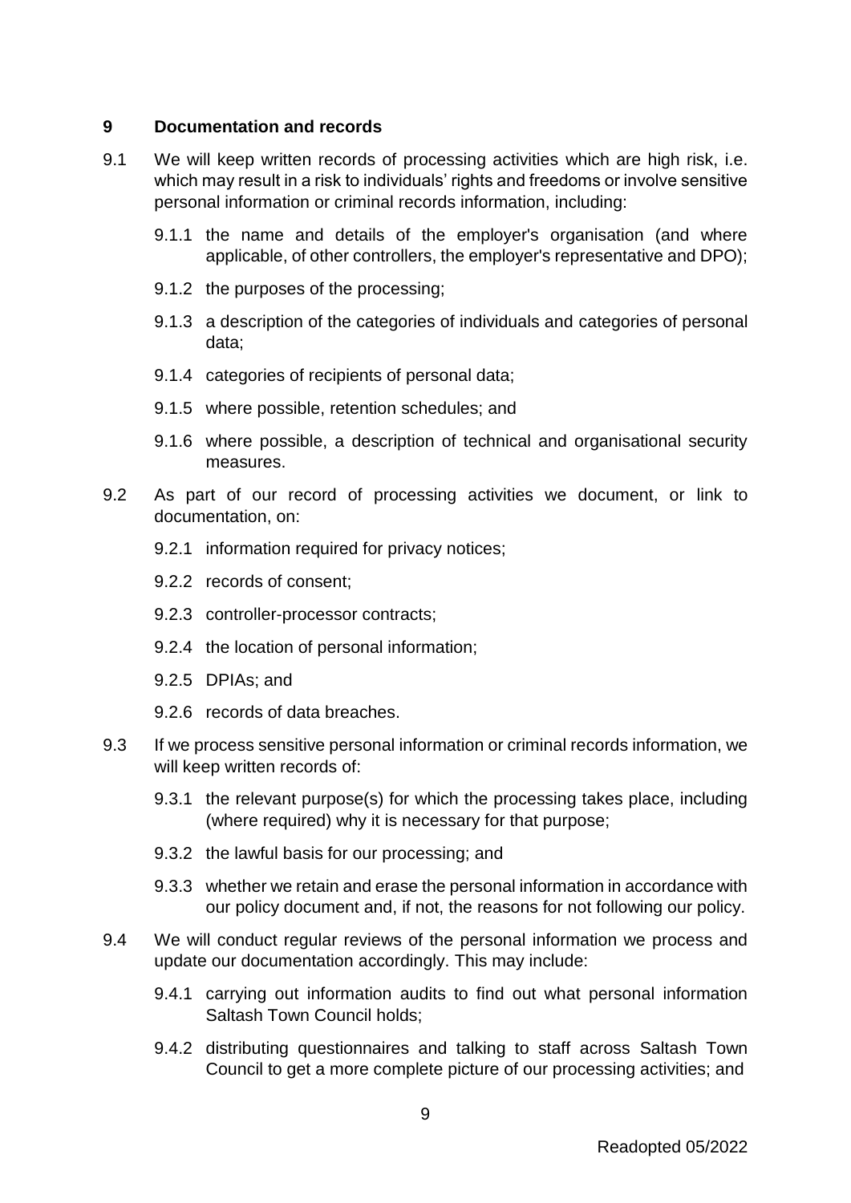## 9 Documentation and records

9.1 We will keep written records of processing activities which are high risk, i.e. which may result in a risk to individuals' rights and freedoms or involve sensitive personal information or criminal records information, including:

- 9.1.1 the name and details of the employer's organisation (and where applicable, of other controllers, the employer's representative and DPO);
- 9.1.2 the purposes of the processing;
- 9.1.3 a description of the categories of individuals and categories of personal data;
- 9.1.4 categories of recipients of personal data;
- 9.1.5 where possible, retention schedules; and
- 9.1.6 where possible, a description of technical and organisational security measures.

9.2 As part of our record of processing activities we document, or link to documentation, on:

- 9.2.1 information required for privacy notices;
- 9.2.2 records of consent;
- 9.2.3 controller-processor contracts;
- 9.2.4 the location of personal information;
- 9.2.5 DPIAs; and
- 9.2.6 records of data breaches.

9.3 If we process sensitive personal information or criminal records information, we will keep written records of:

- 9.3.1 the relevant purpose(s) for which the processing takes place, including (where required) why it is necessary for that purpose;
- 9.3.2 the lawful basis for our processing; and
- 9.3.3 whether we retain and erase the personal information in accordance with our policy document and, if not, the reasons for not following our policy.

9.4 We will conduct regular reviews of the personal information we process and update our documentation accordingly. This may include:

- 9.4.1 carrying out information audits to find out what personal information Saltash Town Council holds;
- 9.4.2 distributing questionnaires and talking to staff across Saltash Town Council to get a more complete picture of our processing activities; and

Readopted 05/2022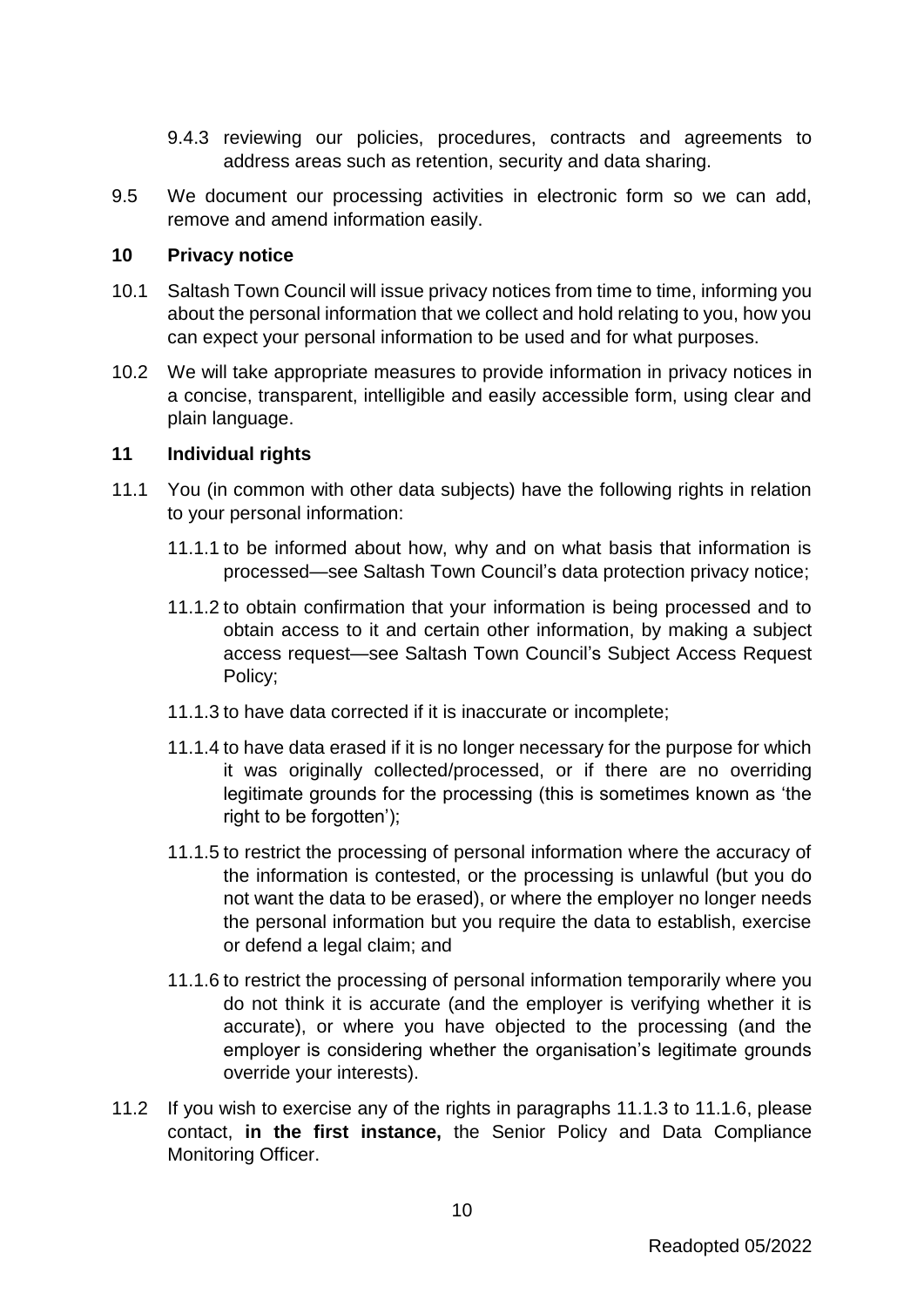9.4.3 reviewing our policies, procedures, contracts and agreements to address areas such as retention, security and data sharing.

9.5 We document our processing activities in electronic form so we can add, remove and amend information easily.

## 10 Privacy notice

10.1 Saltash Town Council will issue privacy notices from time to time, informing you about the personal information that we collect and hold relating to you, how you can expect your personal information to be used and for what purposes.

10.2 We will take appropriate measures to provide information in privacy notices in a concise, transparent, intelligible and easily accessible form, using clear and plain language.

## 11 Individual rights

11.1 You (in common with other data subjects) have the following rights in relation to your personal information:

11.1.1 to be informed about how, why and on what basis that information is processed—see Saltash Town Council's data protection privacy notice;

11.1.2 to obtain confirmation that your information is being processed and to obtain access to it and certain other information, by making a subject access request—see Saltash Town Council's Subject Access Request Policy;

11.1.3 to have data corrected if it is inaccurate or incomplete;

11.1.4 to have data erased if it is no longer necessary for the purpose for which it was originally collected/processed, or if there are no overriding legitimate grounds for the processing (this is sometimes known as 'the right to be forgotten');

11.1.5 to restrict the processing of personal information where the accuracy of the information is contested, or the processing is unlawful (but you do not want the data to be erased), or where the employer no longer needs the personal information but you require the data to establish, exercise or defend a legal claim; and

11.1.6 to restrict the processing of personal information temporarily where you do not think it is accurate (and the employer is verifying whether it is accurate), or where you have objected to the processing (and the employer is considering whether the organisation's legitimate grounds override your interests).

11.2 If you wish to exercise any of the rights in paragraphs 11.1.3 to 11.1.6, please contact, **in the first instance,** the Senior Policy and Data Compliance Monitoring Officer.

Readopted 05/2022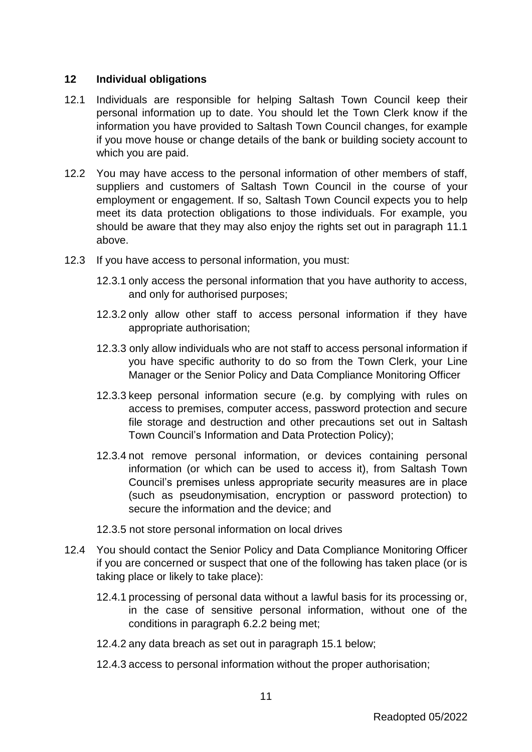## 12 Individual obligations

12.1 Individuals are responsible for helping Saltash Town Council keep their personal information up to date. You should let the Town Clerk know if the information you have provided to Saltash Town Council changes, for example if you move house or change details of the bank or building society account to which you are paid.

12.2 You may have access to the personal information of other members of staff, suppliers and customers of Saltash Town Council in the course of your employment or engagement. If so, Saltash Town Council expects you to help meet its data protection obligations to those individuals. For example, you should be aware that they may also enjoy the rights set out in paragraph 11.1 above.

12.3 If you have access to personal information, you must:

12.3.1 only access the personal information that you have authority to access, and only for authorised purposes;

12.3.2 only allow other staff to access personal information if they have appropriate authorisation;

12.3.3 only allow individuals who are not staff to access personal information if you have specific authority to do so from the Town Clerk, your Line Manager or the Senior Policy and Data Compliance Monitoring Officer

12.3.3 keep personal information secure (e.g. by complying with rules on access to premises, computer access, password protection and secure file storage and destruction and other precautions set out in Saltash Town Council's Information and Data Protection Policy);

12.3.4 not remove personal information, or devices containing personal information (or which can be used to access it), from Saltash Town Council's premises unless appropriate security measures are in place (such as pseudonymisation, encryption or password protection) to secure the information and the device; and

12.3.5 not store personal information on local drives

12.4 You should contact the Senior Policy and Data Compliance Monitoring Officer if you are concerned or suspect that one of the following has taken place (or is taking place or likely to take place):

12.4.1 processing of personal data without a lawful basis for its processing or, in the case of sensitive personal information, without one of the conditions in paragraph 6.2.2 being met;

12.4.2 any data breach as set out in paragraph 15.1 below;

12.4.3 access to personal information without the proper authorisation;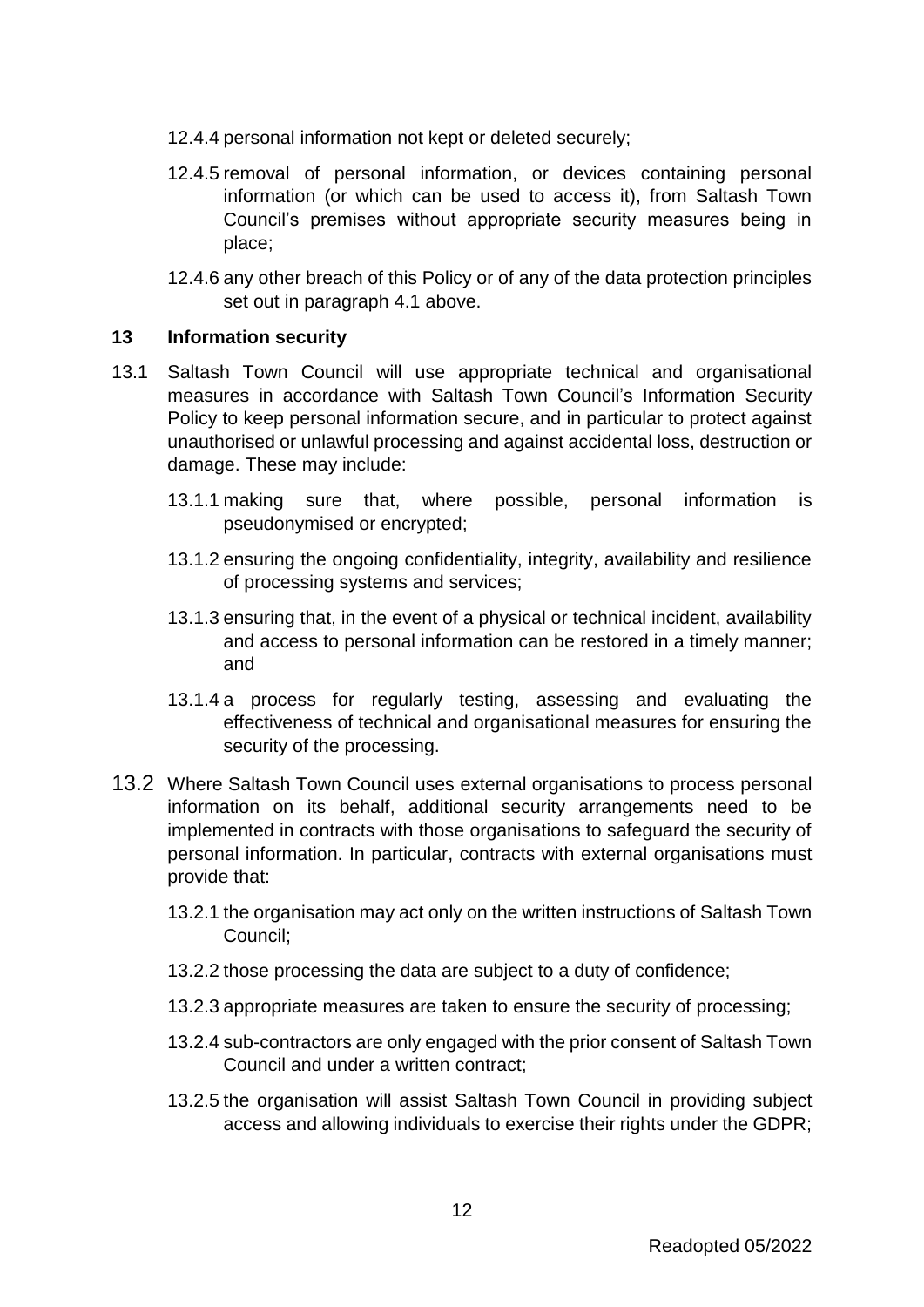12.4.4 personal information not kept or deleted securely;

12.4.5 removal of personal information, or devices containing personal information (or which can be used to access it), from Saltash Town Council's premises without appropriate security measures being in place;

12.4.6 any other breach of this Policy or of any of the data protection principles set out in paragraph 4.1 above.

## 13 Information security

13.1 Saltash Town Council will use appropriate technical and organisational measures in accordance with Saltash Town Council's Information Security Policy to keep personal information secure, and in particular to protect against unauthorised or unlawful processing and against accidental loss, destruction or damage. These may include:

13.1.1 making sure that, where possible, personal information is pseudonymised or encrypted;

13.1.2 ensuring the ongoing confidentiality, integrity, availability and resilience of processing systems and services;

13.1.3 ensuring that, in the event of a physical or technical incident, availability and access to personal information can be restored in a timely manner; and

13.1.4 a process for regularly testing, assessing and evaluating the effectiveness of technical and organisational measures for ensuring the security of the processing.

13.2 Where Saltash Town Council uses external organisations to process personal information on its behalf, additional security arrangements need to be implemented in contracts with those organisations to safeguard the security of personal information. In particular, contracts with external organisations must provide that:

13.2.1 the organisation may act only on the written instructions of Saltash Town Council;

13.2.2 those processing the data are subject to a duty of confidence;

13.2.3 appropriate measures are taken to ensure the security of processing;

13.2.4 sub-contractors are only engaged with the prior consent of Saltash Town Council and under a written contract;

13.2.5 the organisation will assist Saltash Town Council in providing subject access and allowing individuals to exercise their rights under the GDPR;

Readopted 05/2022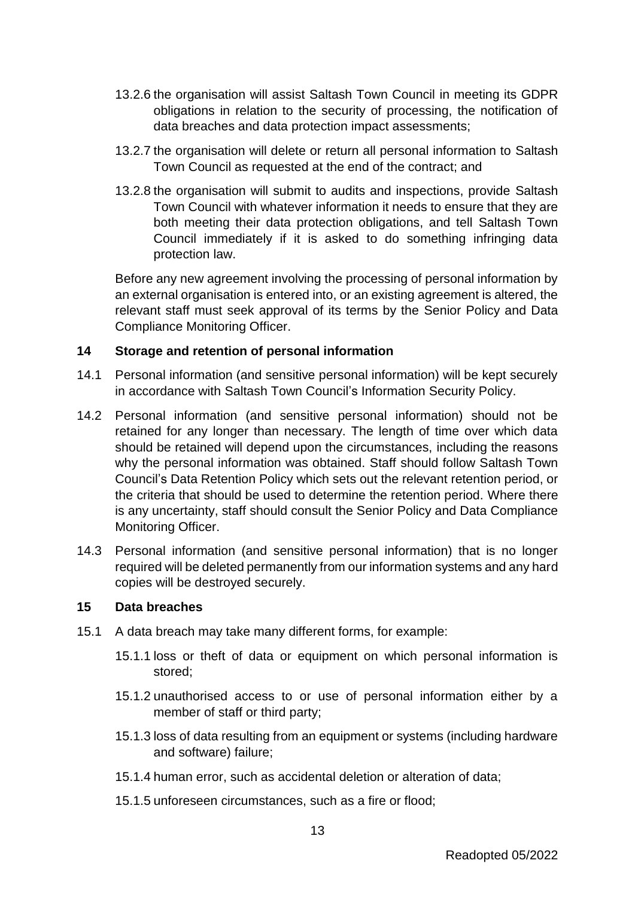13.2.6 the organisation will assist Saltash Town Council in meeting its GDPR obligations in relation to the security of processing, the notification of data breaches and data protection impact assessments;

13.2.7 the organisation will delete or return all personal information to Saltash Town Council as requested at the end of the contract; and

13.2.8 the organisation will submit to audits and inspections, provide Saltash Town Council with whatever information it needs to ensure that they are both meeting their data protection obligations, and tell Saltash Town Council immediately if it is asked to do something infringing data protection law.

Before any new agreement involving the processing of personal information by an external organisation is entered into, or an existing agreement is altered, the relevant staff must seek approval of its terms by the Senior Policy and Data Compliance Monitoring Officer.

## 14 Storage and retention of personal information

14.1 Personal information (and sensitive personal information) will be kept securely in accordance with Saltash Town Council's Information Security Policy.

14.2 Personal information (and sensitive personal information) should not be retained for any longer than necessary. The length of time over which data should be retained will depend upon the circumstances, including the reasons why the personal information was obtained. Staff should follow Saltash Town Council's Data Retention Policy which sets out the relevant retention period, or the criteria that should be used to determine the retention period. Where there is any uncertainty, staff should consult the Senior Policy and Data Compliance Monitoring Officer.

14.3 Personal information (and sensitive personal information) that is no longer required will be deleted permanently from our information systems and any hard copies will be destroyed securely.

## 15 Data breaches

15.1 A data breach may take many different forms, for example:

15.1.1 loss or theft of data or equipment on which personal information is stored;

15.1.2 unauthorised access to or use of personal information either by a member of staff or third party;

15.1.3 loss of data resulting from an equipment or systems (including hardware and software) failure;

15.1.4 human error, such as accidental deletion or alteration of data;

15.1.5 unforeseen circumstances, such as a fire or flood;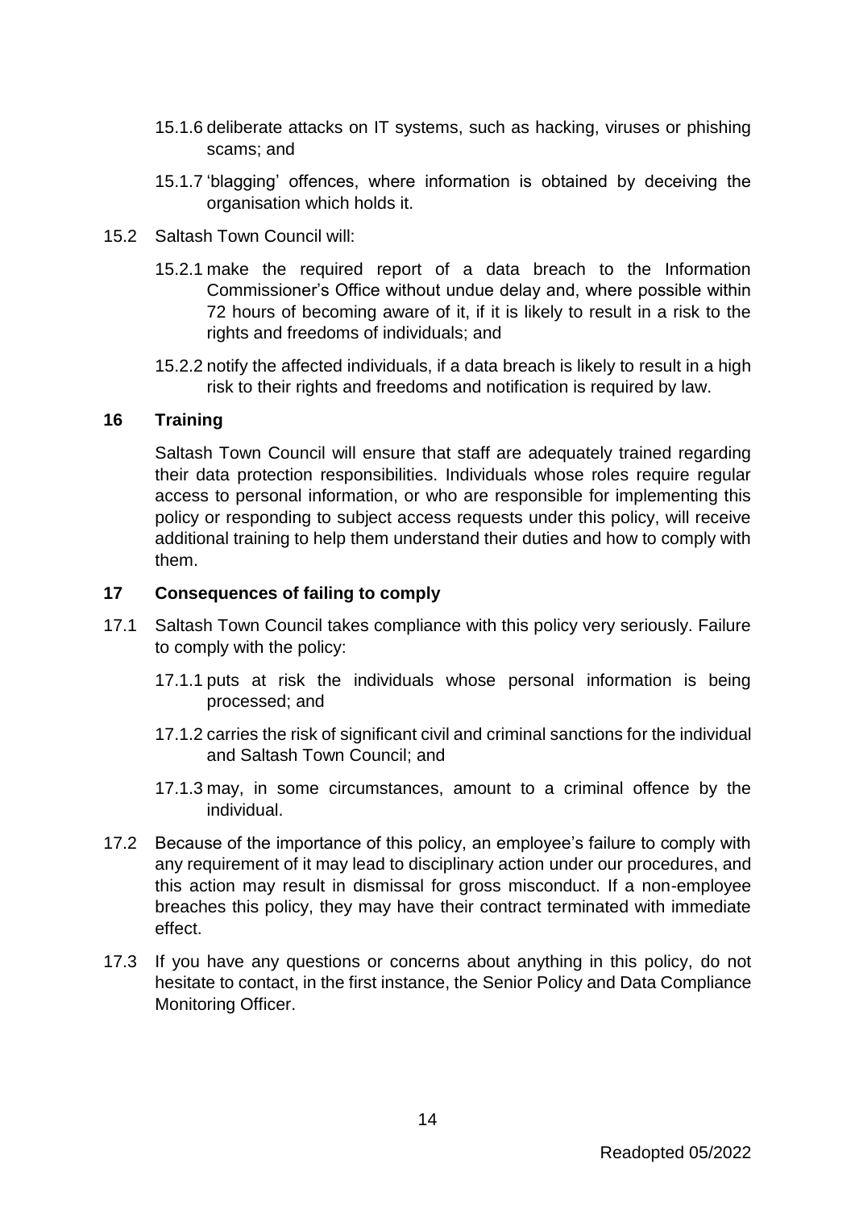15.1.6 deliberate attacks on IT systems, such as hacking, viruses or phishing scams; and

15.1.7 'blagging' offences, where information is obtained by deceiving the organisation which holds it.

15.2 Saltash Town Council will:

15.2.1 make the required report of a data breach to the Information Commissioner's Office without undue delay and, where possible within 72 hours of becoming aware of it, if it is likely to result in a risk to the rights and freedoms of individuals; and

15.2.2 notify the affected individuals, if a data breach is likely to result in a high risk to their rights and freedoms and notification is required by law.

## 16 Training

Saltash Town Council will ensure that staff are adequately trained regarding their data protection responsibilities. Individuals whose roles require regular access to personal information, or who are responsible for implementing this policy or responding to subject access requests under this policy, will receive additional training to help them understand their duties and how to comply with them.

## 17 Consequences of failing to comply

17.1 Saltash Town Council takes compliance with this policy very seriously. Failure to comply with the policy:

17.1.1 puts at risk the individuals whose personal information is being processed; and

17.1.2 carries the risk of significant civil and criminal sanctions for the individual and Saltash Town Council; and

17.1.3 may, in some circumstances, amount to a criminal offence by the individual.

17.2 Because of the importance of this policy, an employee's failure to comply with any requirement of it may lead to disciplinary action under our procedures, and this action may result in dismissal for gross misconduct. If a non-employee breaches this policy, they may have their contract terminated with immediate effect.

17.3 If you have any questions or concerns about anything in this policy, do not hesitate to contact, in the first instance, the Senior Policy and Data Compliance Monitoring Officer.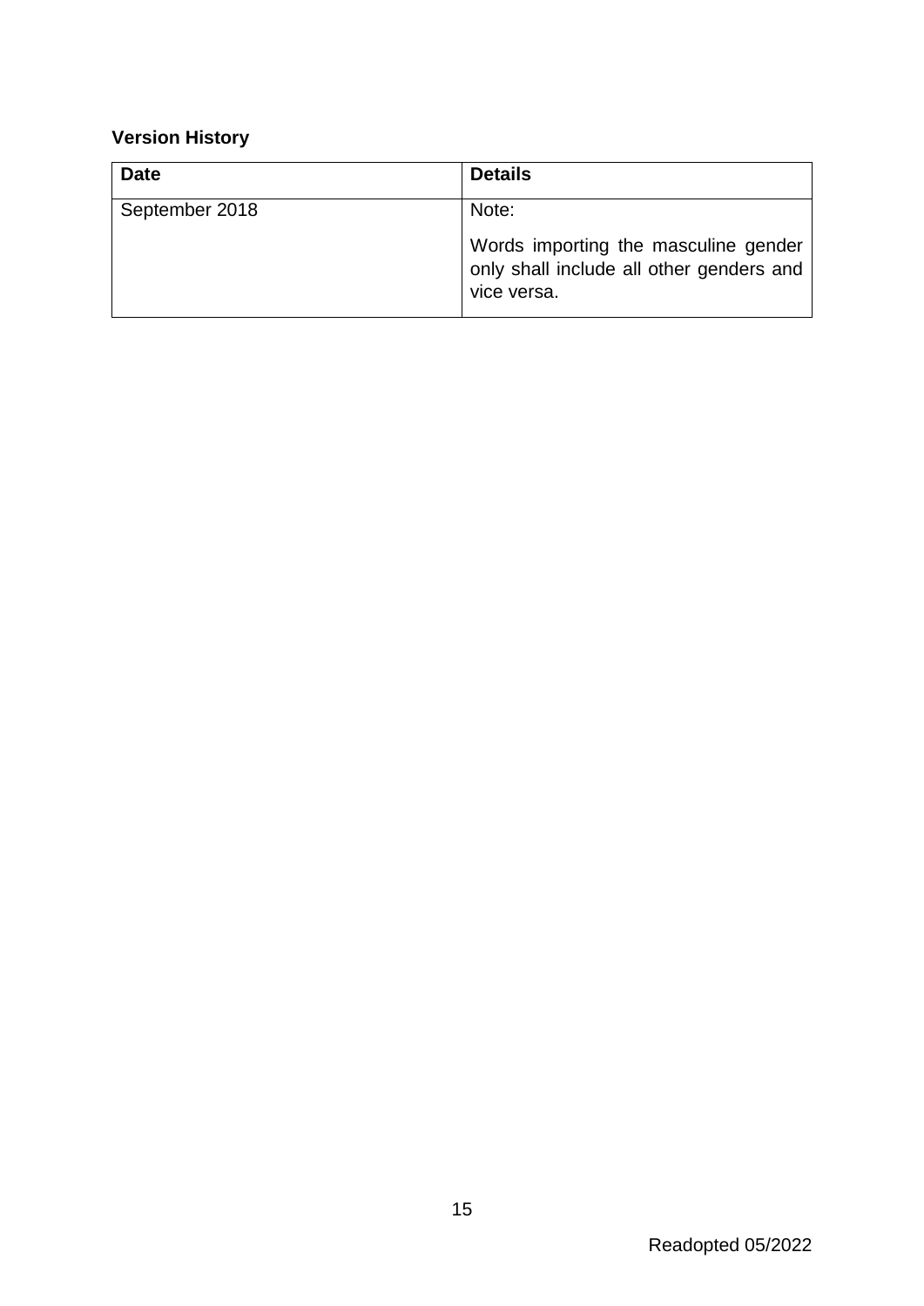**Version History**

| Date | Details |
| --- | --- |
| September 2018 | Note:<br><br>Words importing the masculine gender only shall include all other genders and vice versa. |

Readopted 05/2022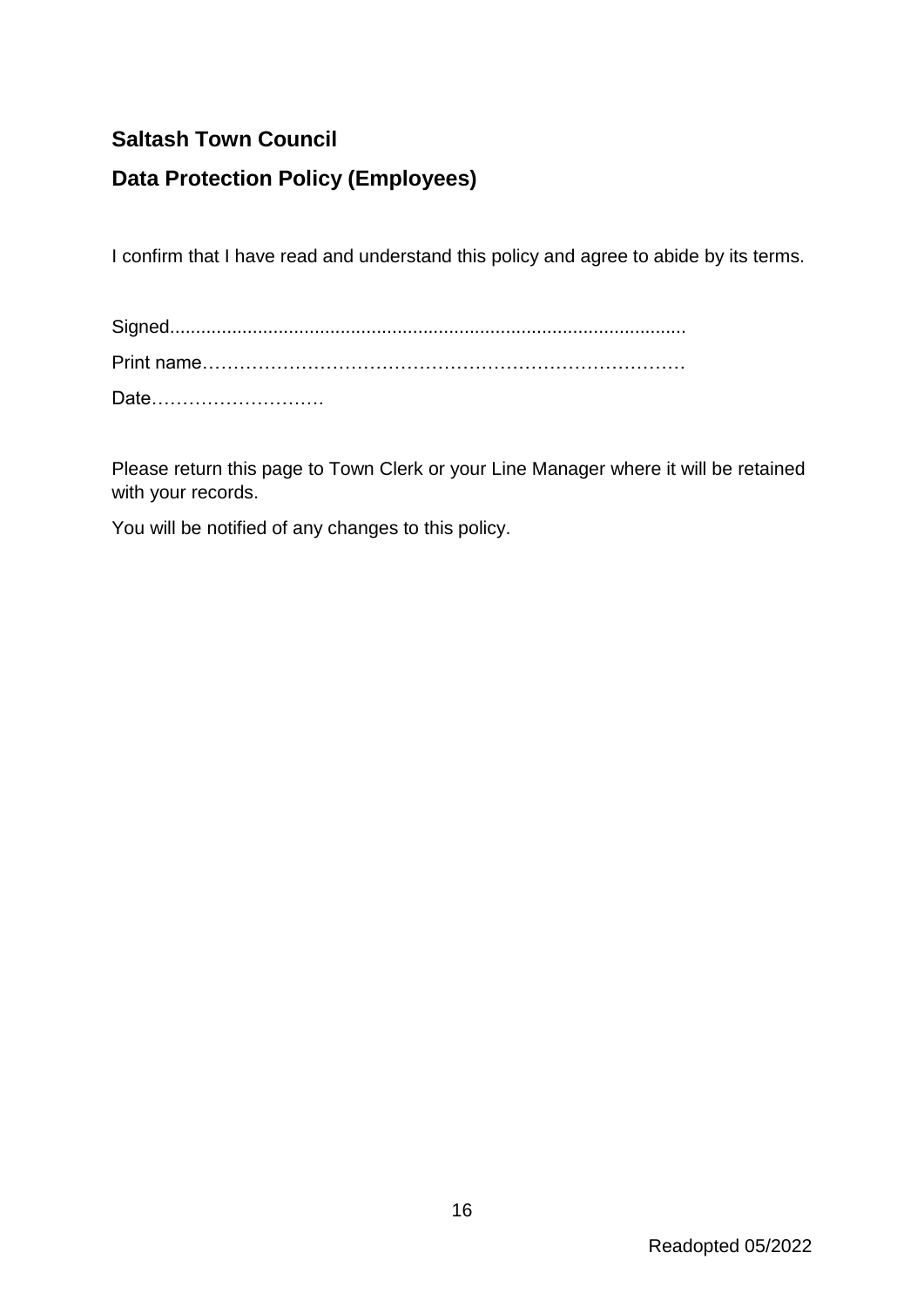## Saltash Town Council

## Data Protection Policy (Employees)

I confirm that I have read and understand this policy and agree to abide by its terms.

Signed....................................................................................................

Print name……………………………………………………………………

Date……………………….

Please return this page to Town Clerk or your Line Manager where it will be retained with your records.

You will be notified of any changes to this policy.

Readopted 05/2022